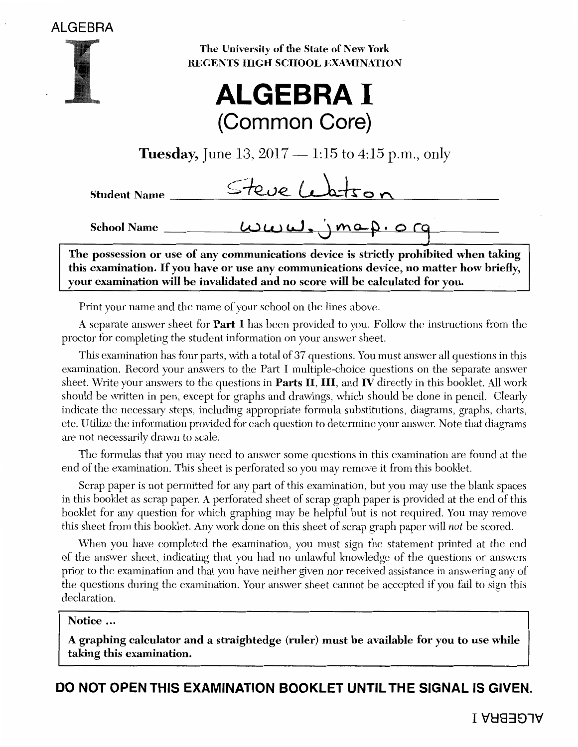ALGEBRA

# I

The University of the State of New York
REGENTS HIGH SCHOOL EXAMINATION

# ALGEBRA I
## (Common Core)

**Tuesday,** June 13, 2017 — 1:15 to 4:15 p.m., only

**Student Name** Steve Watson

**School Name** www.jmap.org

**The possession or use of any communications device is strictly prohibited when taking this examination. If you have or use any communications device, no matter how briefly, your examination will be invalidated and no score will be calculated for you.**

Print your name and the name of your school on the lines above.

A separate answer sheet for **Part I** has been provided to you. Follow the instructions from the proctor for completing the student information on your answer sheet.

This examination has four parts, with a total of 37 questions. You must answer all questions in this examination. Record your answers to the Part I multiple-choice questions on the separate answer sheet. Write your answers to the questions in **Parts II, III,** and **IV** directly in this booklet. All work should be written in pen, except for graphs and drawings, which should be done in pencil. Clearly indicate the necessary steps, including appropriate formula substitutions, diagrams, graphs, charts, etc. Utilize the information provided for each question to determine your answer. Note that diagrams are not necessarily drawn to scale.

The formulas that you may need to answer some questions in this examination are found at the end of the examination. This sheet is perforated so you may remove it from this booklet.

Scrap paper is not permitted for any part of this examination, but you may use the blank spaces in this booklet as scrap paper. A perforated sheet of scrap graph paper is provided at the end of this booklet for any question for which graphing may be helpful but is not required. You may remove this sheet from this booklet. Any work done on this sheet of scrap graph paper will *not* be scored.

When you have completed the examination, you must sign the statement printed at the end of the answer sheet, indicating that you had no unlawful knowledge of the questions or answers prior to the examination and that you have neither given nor received assistance in answering any of the questions during the examination. Your answer sheet cannot be accepted if you fail to sign this declaration.

**Notice …**

**A graphing calculator and a straightedge (ruler) must be available for you to use while taking this examination.**

**DO NOT OPEN THIS EXAMINATION BOOKLET UNTIL THE SIGNAL IS GIVEN.**

ALGEBRA I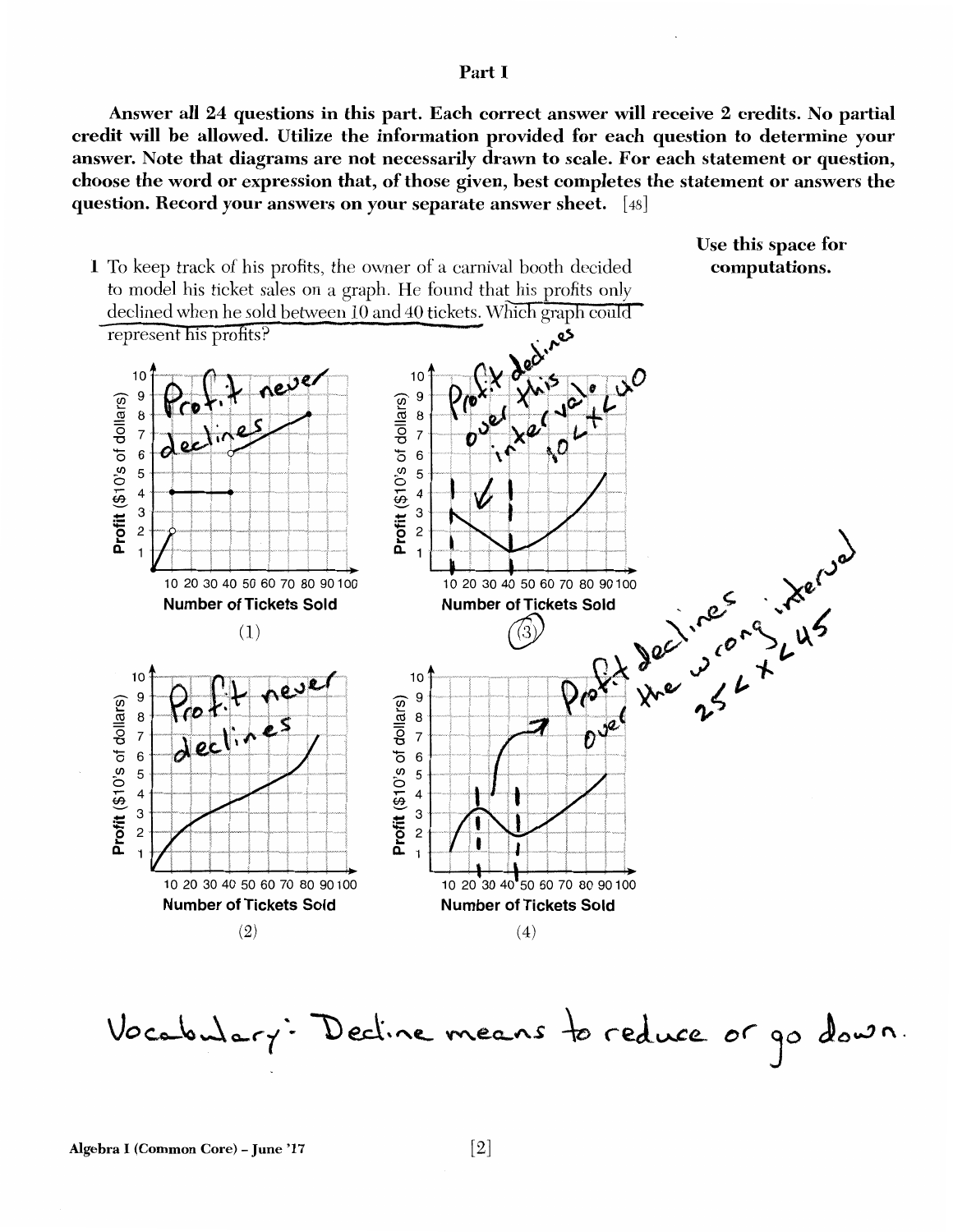## Part I

**Answer all 24 questions in this part. Each correct answer will receive 2 credits. No partial credit will be allowed. Utilize the information provided for each question to determine your answer. Note that diagrams are not necessarily drawn to scale. For each statement or question, choose the word or expression that, of those given, best completes the statement or answers the question. Record your answers on your separate answer sheet.** [48]

**Use this space for computations.**

1 To keep track of his profits, the owner of a carnival booth decided to model his ticket sales on a graph. He found that his profits only declined when he sold between 10 and 40 tickets. Which graph could represent his profits?

(1) Profit never declines

(2) Profit never declines

(3) Profit declines over this interval $10 < x < 40$

(4) Profit declines over the wrong interval $25 < x < 45$

Vocabulary: Decline means to reduce or go down.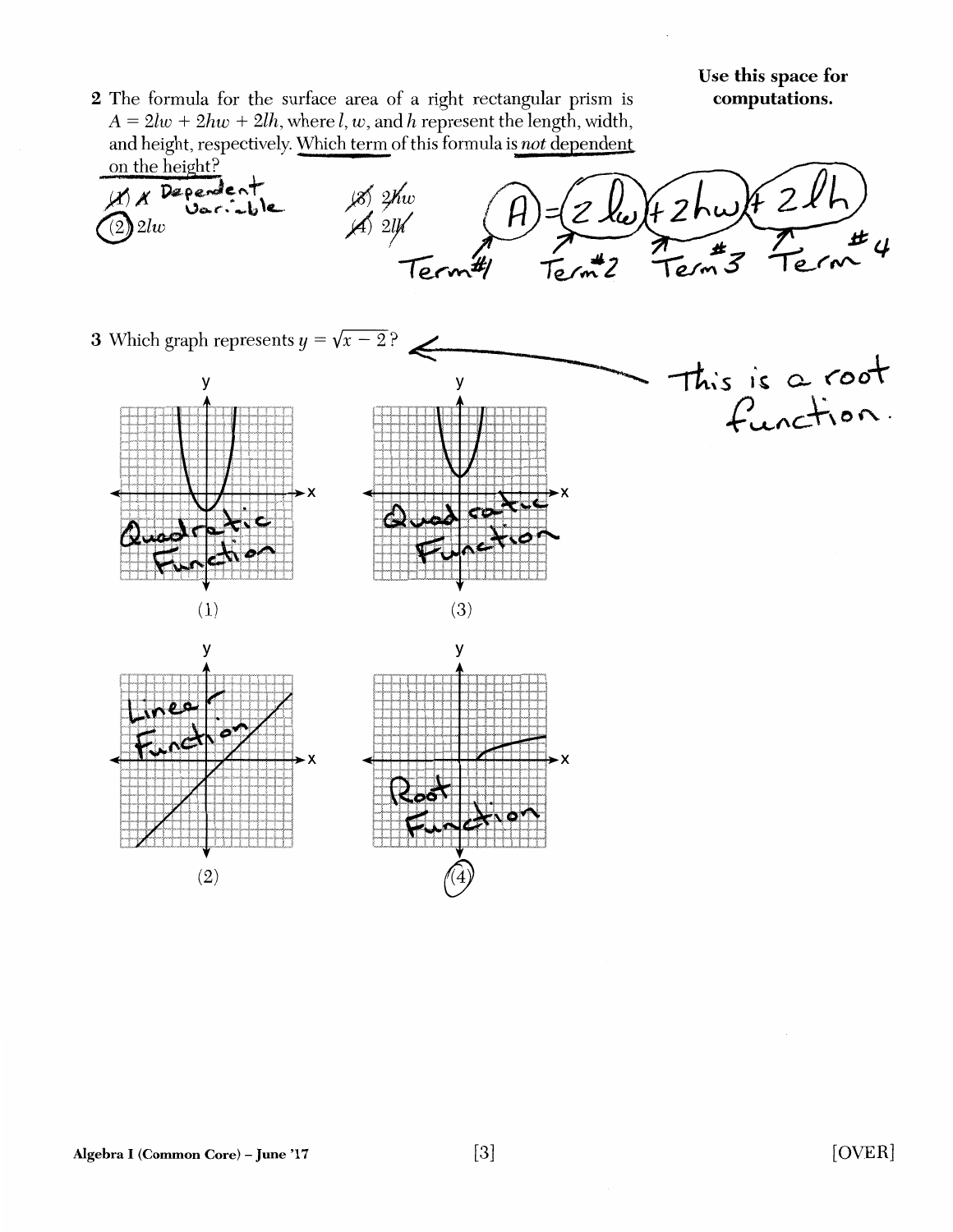**Use this space for computations.**

2 The formula for the surface area of a right rectangular prism is $A = 2lw + 2hw + 2lh$, where $l$, $w$, and $h$ represent the length, width, and height, respectively. Which term of this formula is *not* dependent on the height?

(1) $A$ Dependent Variable

(2) $2lw$

(3) $2hw$

(4) $2lh$

$A = 2lw + 2hw + 2lh$

Term #1 Term #2 Term #3 Term #4

3 Which graph represents $y = \sqrt{x - 2}$?

This is a root function.

(1) Quadratic Function

(3) Quadratic Function

(2) Linear Function

(4) Root Function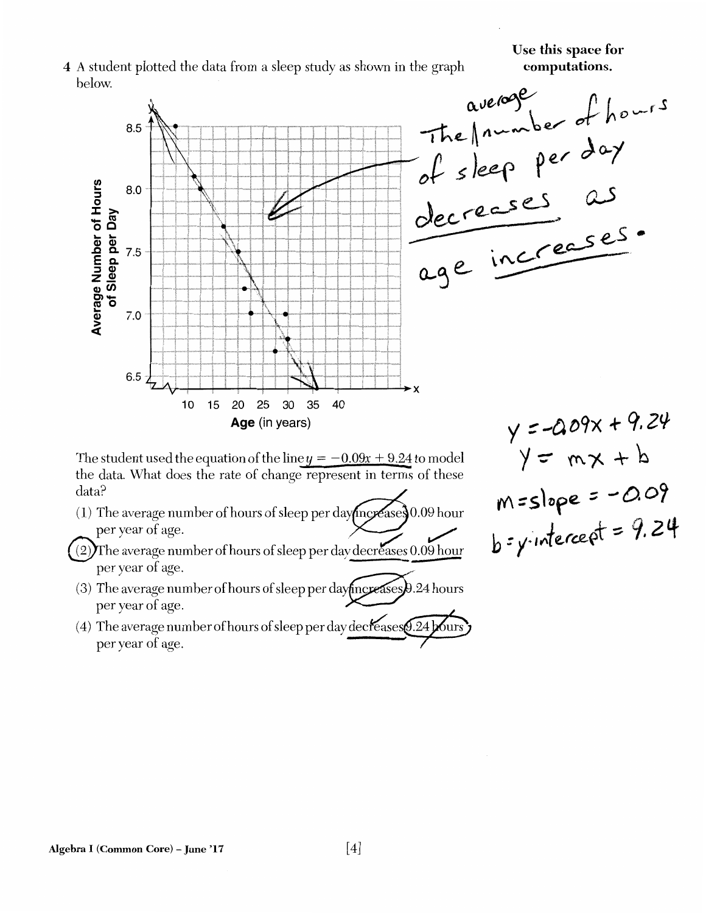Use this space for computations.

4 A student plotted the data from a sleep study as shown in the graph below.

The average number of hours of sleep per day decreases as age increases.

The student used the equation of the line $y = -0.09x + 9.24$ to model the data. What does the rate of change represent in terms of these data?

(1) The average number of hours of sleep per day increases 0.09 hour per year of age.

(2) The average number of hours of sleep per day decreases 0.09 hour per year of age.

(3) The average number of hours of sleep per day increases 9.24 hours per year of age.

(4) The average number of hours of sleep per day decreases 9.24 hours per year of age.

$y = -0.09x + 9.24$

$y = mx + b$

$m = \text{slope} = -0.09$

$b = y\text{-intercept} = 9.24$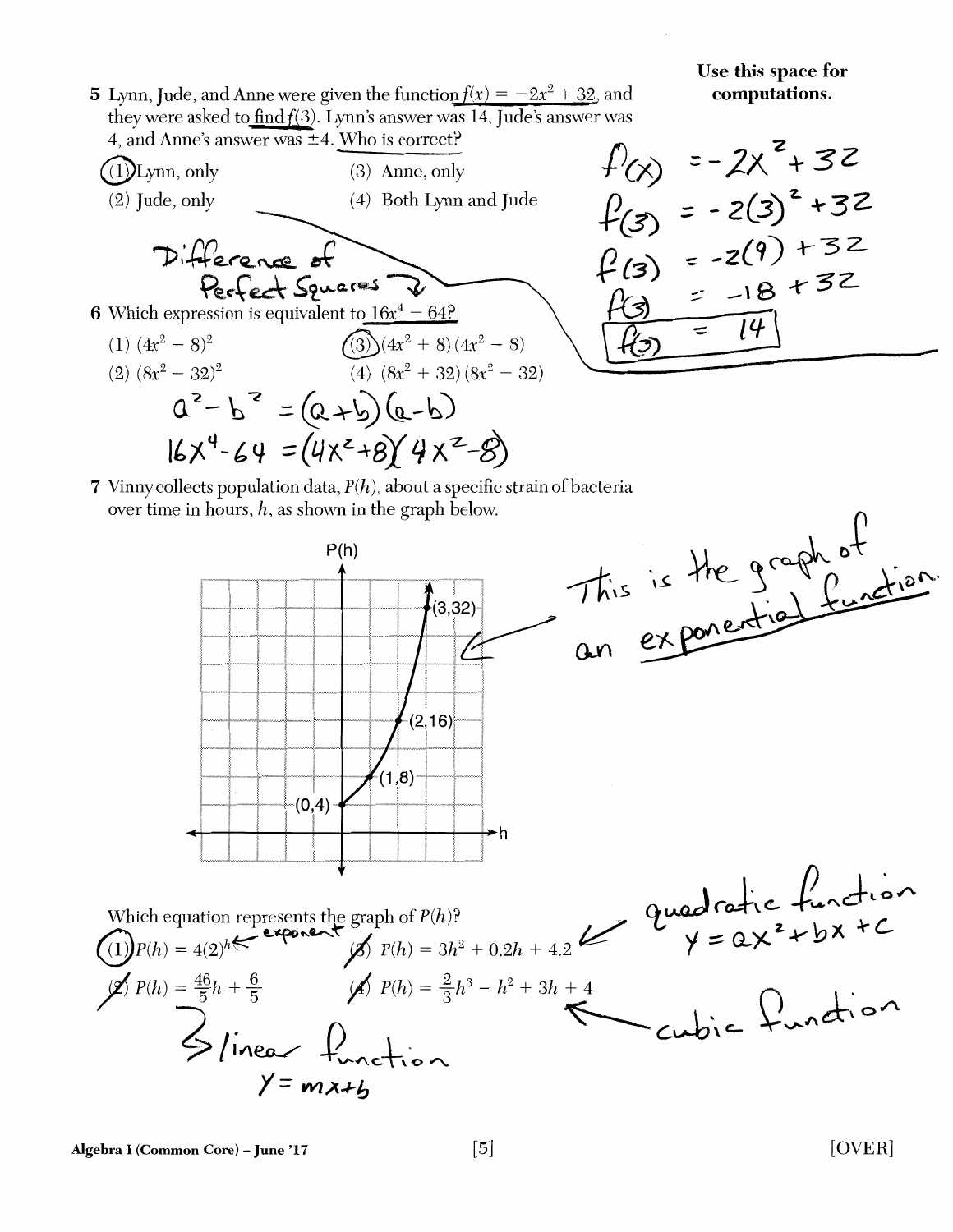**Use this space for computations.**

5 Lynn, Jude, and Anne were given the function $f(x) = -2x^2 + 32$, and they were asked to find $f(3)$. Lynn's answer was 14, Jude's answer was 4, and Anne's answer was $\pm 4$. Who is correct?

(1) Lynn, only (3) Anne, only

(2) Jude, only (4) Both Lynn and Jude

$$f(x) = -2x^2 + 32$$
$$f(3) = -2(3)^2 + 32$$
$$f(3) = -2(9) + 32$$
$$f(3) = -18 + 32$$
$$f(3) = 14$$

Difference of Perfect Squares

6 Which expression is equivalent to $16x^4 - 64$?

(1) $(4x^2 - 8)^2$ (3) $(4x^2 + 8)(4x^2 - 8)$

(2) $(8x^2 - 32)^2$ (4) $(8x^2 + 32)(8x^2 - 32)$

$$a^2 - b^2 = (a+b)(a-b)$$
$$16x^4 - 64 = (4x^2+8)(4x^2-8)$$

7 Vinny collects population data, $P(h)$, about a specific strain of bacteria over time in hours, $h$, as shown in the graph below.

[Graph of $P(h)$ versus $h$ through the points (0,4), (1,8), (2,16), (3,32)]

This is the graph of an exponential function.

Which equation represents the graph of $P(h)$?

(1) $P(h) = 4(2)^h$ ← exponent (3) $P(h) = 3h^2 + 0.2h + 4.2$

(2) $P(h) = \frac{46}{5}h + \frac{6}{5}$ (4) $P(h) = \frac{2}{3}h^3 - h^2 + 3h + 4$

(2) linear function $y = mx + b$

(3) quadratic function $y = ax^2 + bx + c$

(4) cubic function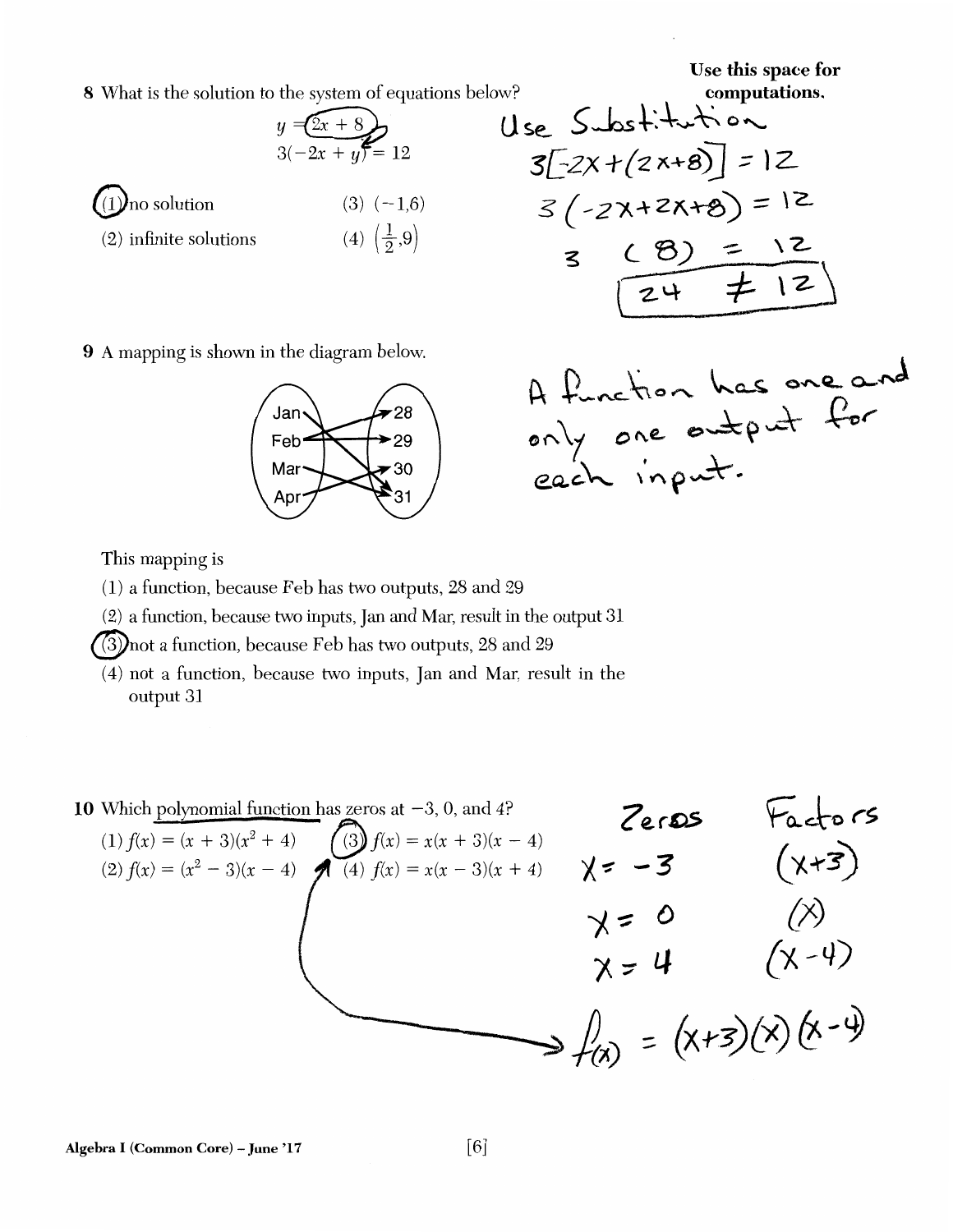**Use this space for computations.**

**8** What is the solution to the system of equations below?

$$y = 2x + 8$$
$$3(-2x + y) = 12$$

(1) no solution ◯

(2) infinite solutions

(3) $(-1,6)$

(4) $\left(\frac{1}{2},9\right)$

Use Substitution

$3[-2x+(2x+8)] = 12$

$3(-2x+2x+8) = 12$

$3 \quad (8) = 12$

$24 \neq 12$

**9** A mapping is shown in the diagram below.

| Input | Output |
|---|---|
| Jan | 31 |
| Feb | 28 |
| Feb | 29 |
| Mar | 31 |
| Apr | 30 |

A function has one and only one output for each input.

This mapping is

(1) a function, because Feb has two outputs, 28 and 29

(2) a function, because two inputs, Jan and Mar, result in the output 31

(3) not a function, because Feb has two outputs, 28 and 29 ◯

(4) not a function, because two inputs, Jan and Mar, result in the output 31

**10** Which polynomial function has zeros at $-3$, $0$, and $4$?

(1) $f(x) = (x + 3)(x^2 + 4)$

(2) $f(x) = (x^2 - 3)(x - 4)$

(3) $f(x) = x(x + 3)(x - 4)$ ◯

(4) $f(x) = x(x - 3)(x + 4)$

| Zeros | Factors |
|---|---|
| $x = -3$ | $(x+3)$ |
| $x = 0$ | $(x)$ |
| $x = 4$ | $(x-4)$ |

$f(x) = (x+3)(x)(x-4)$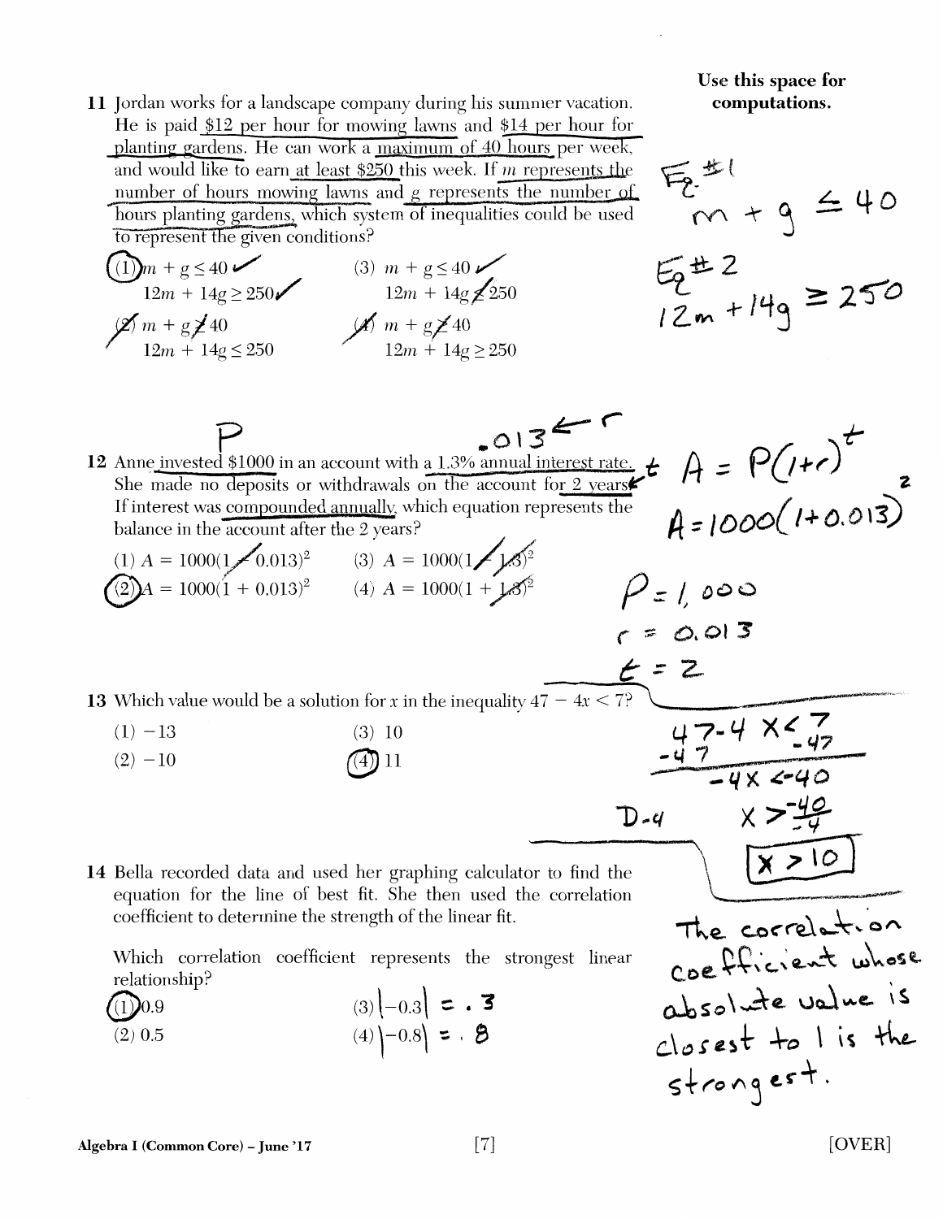**Use this space for computations.**

**11** Jordan works for a landscape company during his summer vacation. He is paid $12 per hour for mowing lawns and $14 per hour for planting gardens. He can work a maximum of 40 hours per week, and would like to earn at least $250 this week. If $m$ represents the number of hours mowing lawns and $g$ represents the number of hours planting gardens, which system of inequalities could be used to represent the given conditions?

(1) $m + g \leq 40$
$12m + 14g \geq 250$

(2) $m + g \geq 40$
$12m + 14g \leq 250$

(3) $m + g \leq 40$
$12m + 14g \leq 250$

(4) $m + g \geq 40$
$12m + 14g \geq 250$

Eq. #1
$m + g \leq 40$

Eq. #2
$12m + 14g \geq 250$

**12** Anne invested $1000 in an account with a 1.3% annual interest rate. She made no deposits or withdrawals on the account for 2 years. If interest was compounded annually, which equation represents the balance in the account after the 2 years?

(1) $A = 1000(1 - 0.013)^2$

(2) $A = 1000(1 + 0.013)^2$

(3) $A = 1000(1 - 1.3)^2$

(4) $A = 1000(1 + 1.3)^2$

P; $.013 \leftarrow r$; $t$

$A = P(1+r)^t$

$A = 1000(1+0.013)^2$

$P = 1,000$
$r = 0.013$
$t = 2$

**13** Which value would be a solution for $x$ in the inequality $47 - 4x < 7$?

(1) $-13$

(2) $-10$

(3) 10

(4) 11

$47 - 4x < 7$
$-47 \quad\quad -47$
$-4x < -40$
D-4
$x > \frac{-40}{-4}$
$x > 10$

**14** Bella recorded data and used her graphing calculator to find the equation for the line of best fit. She then used the correlation coefficient to determine the strength of the linear fit.

Which correlation coefficient represents the strongest linear relationship?

(1) 0.9

(2) 0.5

(3) $|-0.3| = .3$

(4) $|-0.8| = .8$

The correlation coefficient whose absolute value is closest to 1 is the strongest.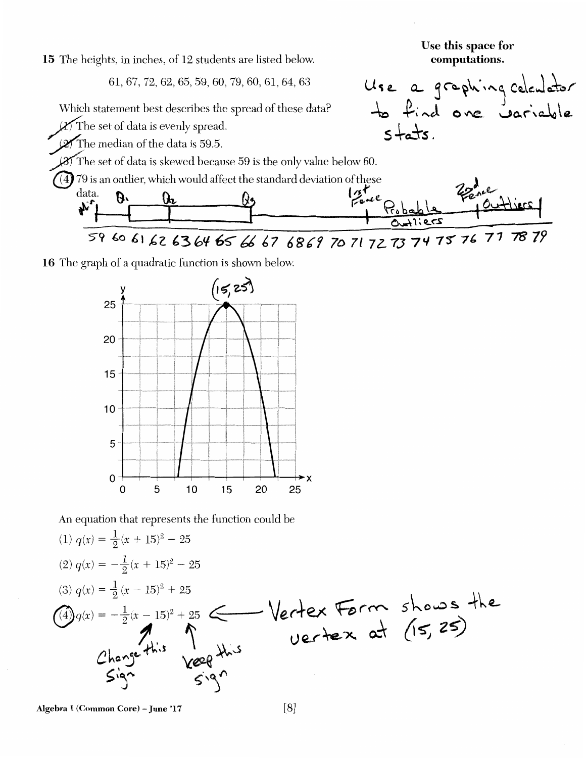Use this space for computations.

**15** The heights, in inches, of 12 students are listed below.

61, 67, 72, 62, 65, 59, 60, 79, 60, 61, 64, 63

Which statement best describes the spread of these data?

(1) The set of data is evenly spread.

(2) The median of the data is 59.5.

(3) The set of data is skewed because 59 is the only value below 60.

(4) 79 is an outlier, which would affect the standard deviation of these data.

Use a graphing calculator to find one variable stats.

Min, $Q_1$, $Q_2$, $Q_3$, 1st Fence, Probable Outliers, 2nd Fence, Outliers

59 60 61 62 63 64 65 66 67 68 69 70 71 72 73 74 75 76 77 78 79

**16** The graph of a quadratic function is shown below.

(15, 25)

An equation that represents the function could be

(1) $q(x) = \frac{1}{2}(x + 15)^2 - 25$

(2) $q(x) = -\frac{1}{2}(x + 15)^2 - 25$

(3) $q(x) = \frac{1}{2}(x - 15)^2 + 25$

(4) $q(x) = -\frac{1}{2}(x - 15)^2 + 25$ ← Vertex Form shows the vertex at (15, 25)

Change this sign — Keep this sign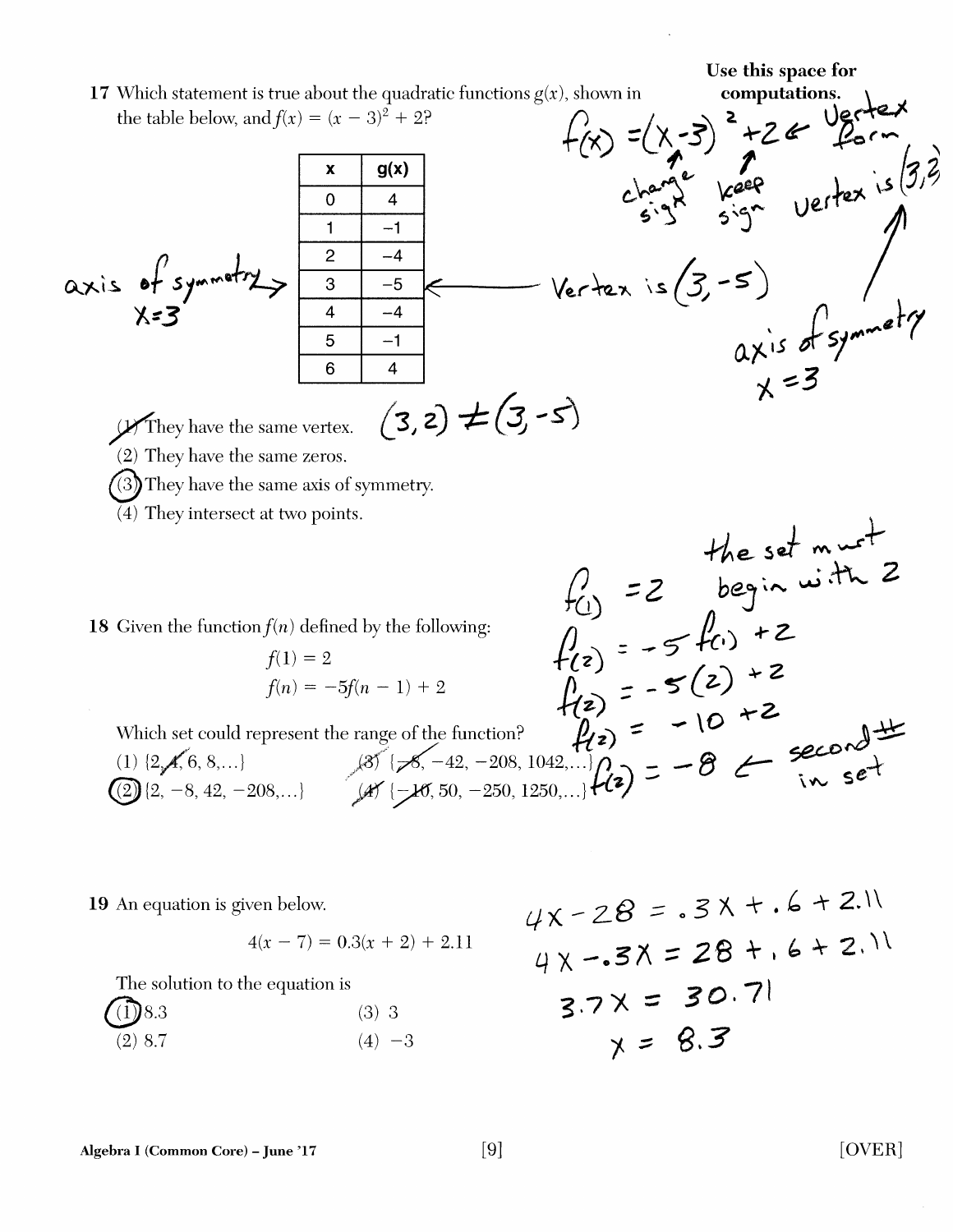Use this space for computations.

17 Which statement is true about the quadratic functions $g(x)$, shown in the table below, and $f(x) = (x - 3)^2 + 2$?

| x | g(x) |
|---|---|
| 0 | 4 |
| 1 | −1 |
| 2 | −4 |
| 3 | −5 |
| 4 | −4 |
| 5 | −1 |
| 6 | 4 |

(1) They have the same vertex.

(2) They have the same zeros.

(3) They have the same axis of symmetry.

(4) They intersect at two points.

18 Given the function $f(n)$ defined by the following:

$$f(1) = 2$$
$$f(n) = -5f(n - 1) + 2$$

Which set could represent the range of the function?

(1) $\{2, 4, 6, 8, \ldots\}$

(2) $\{2, -8, 42, -208, \ldots\}$

(3) $\{-8, -42, -208, 1042, \ldots\}$

(4) $\{-10, 50, -250, 1250, \ldots\}$

19 An equation is given below.

$$4(x - 7) = 0.3(x + 2) + 2.11$$

The solution to the equation is

(1) 8.3

(2) 8.7

(3) 3

(4) −3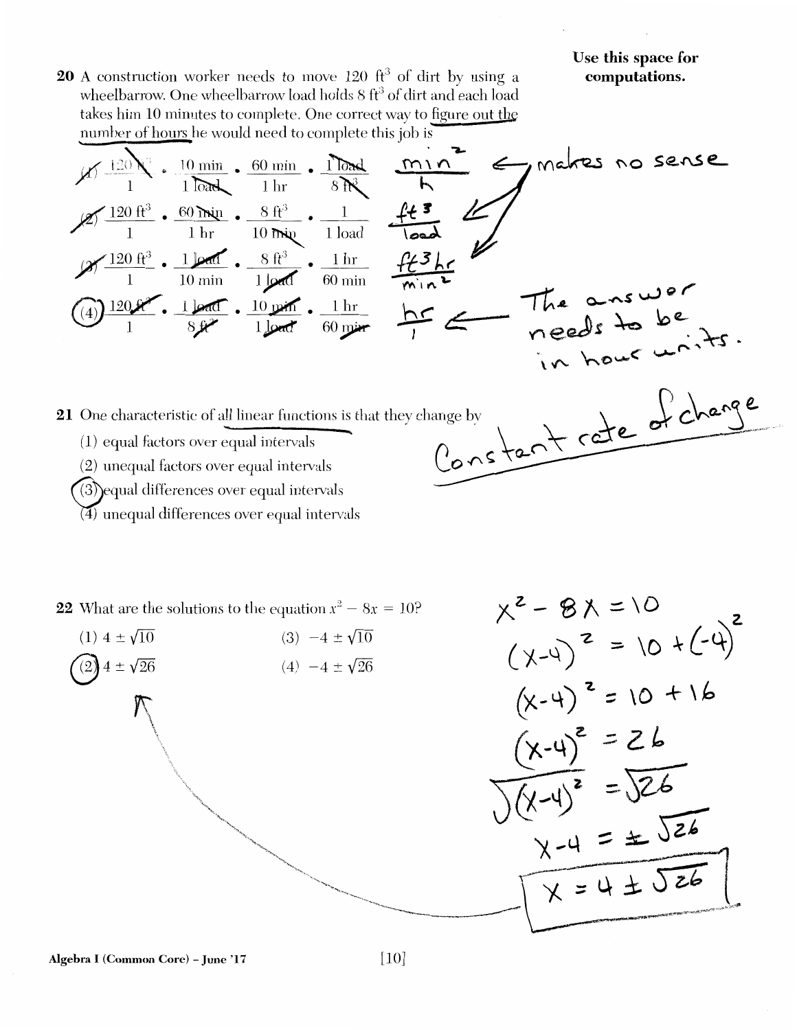**Use this space for computations.**

**20** A construction worker needs to move 120 $ft^3$ of dirt by using a wheelbarrow. One wheelbarrow load holds 8 $ft^3$ of dirt and each load takes him 10 minutes to complete. One correct way to figure out the number of hours he would need to complete this job is

(1) $\frac{120\text{ ft}^3}{1} \bullet \frac{10\text{ min}}{1\text{ load}} \bullet \frac{60\text{ min}}{1\text{ hr}} \bullet \frac{1\text{ load}}{8\text{ ft}^3}$ — $\frac{\text{min}^2}{\text{h}}$ ← makes no sense

(2) $\frac{120\text{ ft}^3}{1} \bullet \frac{60\text{ min}}{1\text{ hr}} \bullet \frac{8\text{ ft}^3}{10\text{ min}} \bullet \frac{1}{1\text{ load}}$ — $\frac{\text{ft}^3}{\text{load}}$

(3) $\frac{120\text{ ft}^3}{1} \bullet \frac{1\text{ load}}{10\text{ min}} \bullet \frac{8\text{ ft}^3}{1\text{ load}} \bullet \frac{1\text{ hr}}{60\text{ min}}$ — $\frac{\text{ft}^3\text{hr}}{\text{min}^2}$

**(4)** $\frac{120\text{ ft}^3}{1} \bullet \frac{1\text{ load}}{8\text{ ft}^3} \bullet \frac{10\text{ min}}{1\text{ load}} \bullet \frac{1\text{ hr}}{60\text{ min}}$ — $\frac{\text{hr}}{1}$ ← The answer needs to be in hour units.

**21** One characteristic of all linear functions is that they change by

(1) equal factors over equal intervals

(2) unequal factors over equal intervals

**(3)** equal differences over equal intervals

(4) unequal differences over equal intervals

Constant rate of change

**22** What are the solutions to the equation $x^2 - 8x = 10$?

(1) $4 \pm \sqrt{10}$

**(2)** $4 \pm \sqrt{26}$

(3) $-4 \pm \sqrt{10}$

(4) $-4 \pm \sqrt{26}$

$$x^2 - 8x = 10$$
$$(x-4)^2 = 10 + (-4)^2$$
$$(x-4)^2 = 10 + 16$$
$$(x-4)^2 = 26$$
$$\sqrt{(x-4)^2} = \sqrt{26}$$
$$x - 4 = \pm\sqrt{26}$$
$$x = 4 \pm \sqrt{26}$$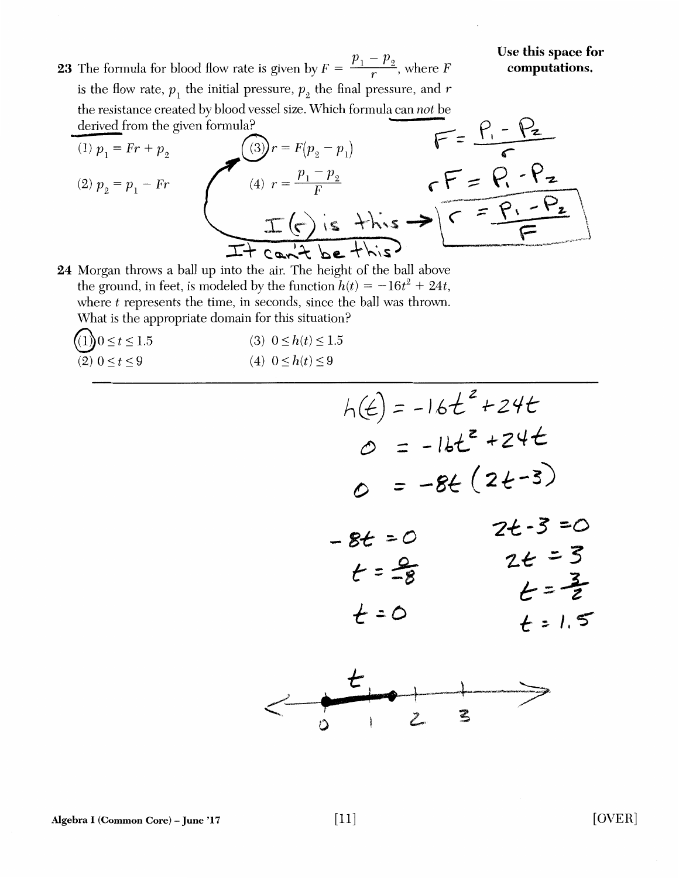**23** The formula for blood flow rate is given by $F = \frac{p_1 - p_2}{r}$, where $F$ is the flow rate, $p_1$ the initial pressure, $p_2$ the final pressure, and $r$ the resistance created by blood vessel size. Which formula can *not* be derived from the given formula?

Use this space for computations.

(1) $p_1 = Fr + p_2$

(2) $p_2 = p_1 - Fr$

(3) $r = F(p_2 - p_1)$ ← circled

(4) $r = \frac{p_1 - p_2}{F}$

$$F = \frac{P_1 - P_2}{r}$$

$$rF = P_1 - P_2$$

$$r = \frac{P_1 - P_2}{F}$$

I (r) is this → $r = \frac{P_1 - P_2}{F}$

It can't be this (arrow pointing to choice 3)

**24** Morgan throws a ball up into the air. The height of the ball above the ground, in feet, is modeled by the function $h(t) = -16t^2 + 24t$, where $t$ represents the time, in seconds, since the ball was thrown. What is the appropriate domain for this situation?

(1) $0 \leq t \leq 1.5$ ← circled

(2) $0 \leq t \leq 9$

(3) $0 \leq h(t) \leq 1.5$

(4) $0 \leq h(t) \leq 9$

$$h(t) = -16t^2 + 24t$$

$$0 = -16t^2 + 24t$$

$$0 = -8t(2t - 3)$$

$-8t = 0$, $t = \frac{0}{-8}$, $t = 0$

$2t - 3 = 0$, $2t = 3$, $t = \frac{3}{2}$, $t = 1.5$

(Number line for $t$ with 0, 1, 2, 3 marked; segment shaded from 0 to 1.5)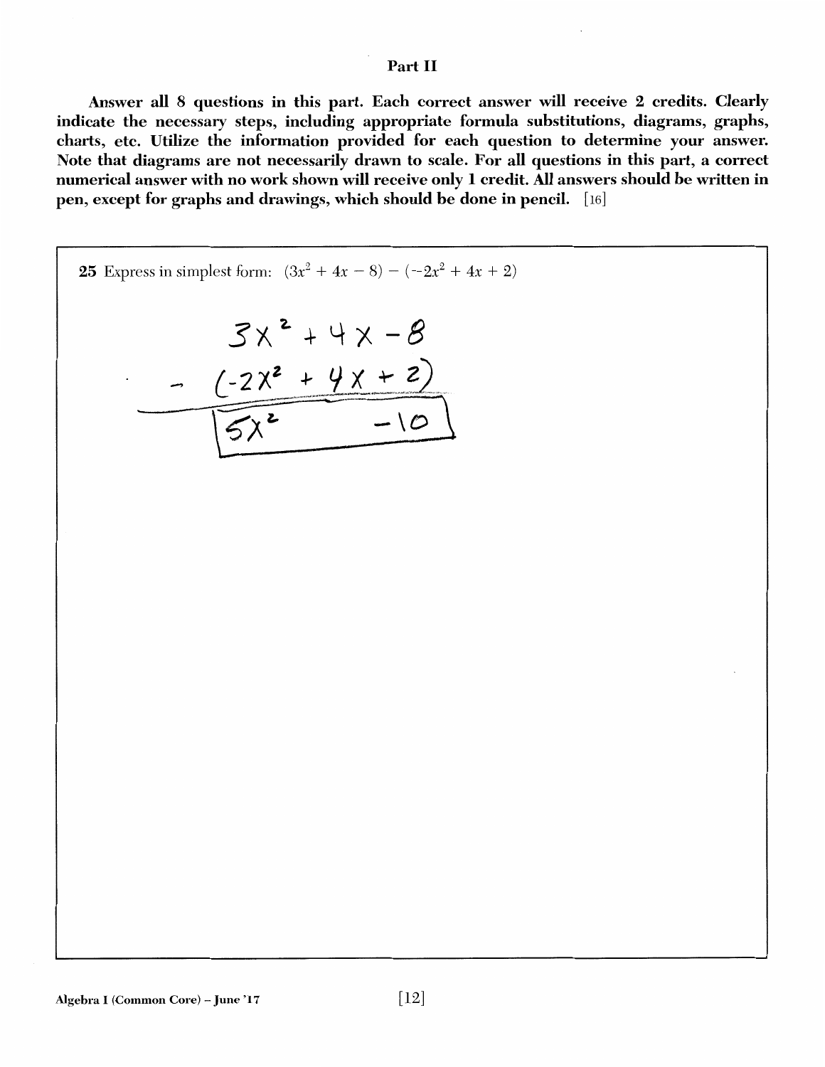## Part II

**Answer all 8 questions in this part. Each correct answer will receive 2 credits. Clearly indicate the necessary steps, including appropriate formula substitutions, diagrams, graphs, charts, etc. Utilize the information provided for each question to determine your answer. Note that diagrams are not necessarily drawn to scale. For all questions in this part, a correct numerical answer with no work shown will receive only 1 credit. All answers should be written in pen, except for graphs and drawings, which should be done in pencil.** [16]

**25** Express in simplest form: $(3x^2 + 4x - 8) - (-2x^2 + 4x + 2)$

$$3x^2 + 4x - 8$$

$$-\ (-2x^2 + 4x + 2)$$

$$\boxed{5x^2 \quad -10}$$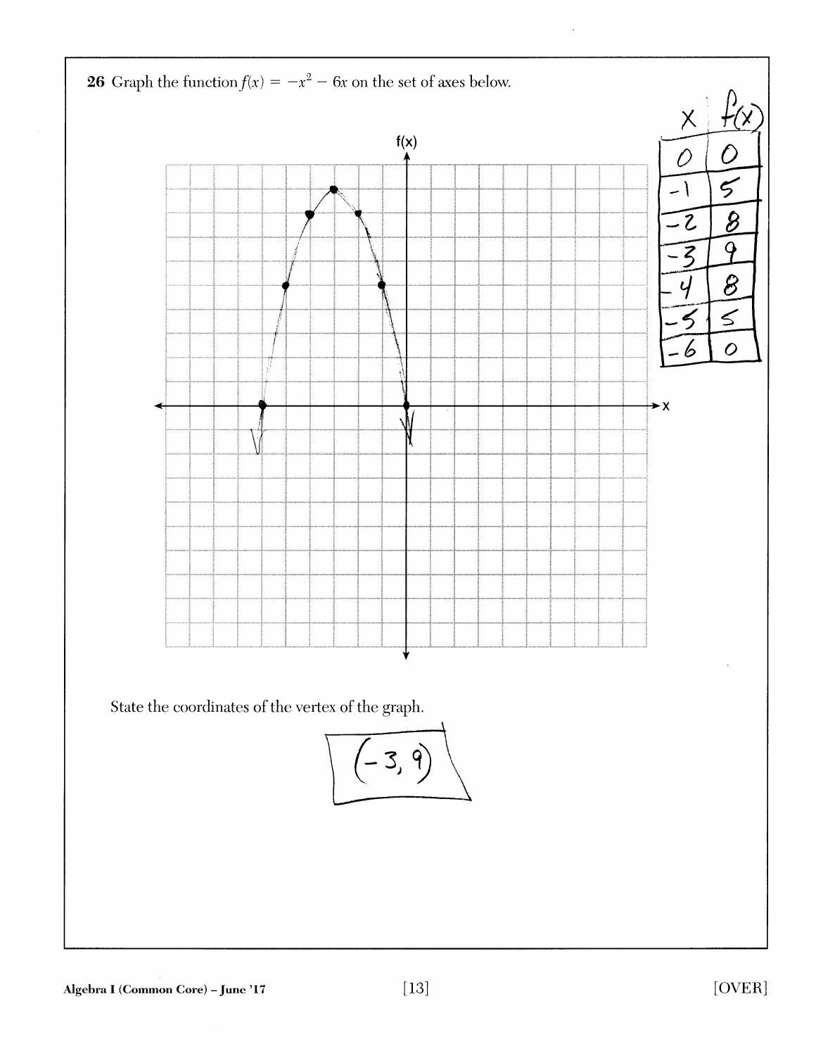**26** Graph the function $f(x) = -x^2 - 6x$ on the set of axes below.

| $x$ | $f(x)$ |
|---|---|
| 0 | 0 |
| -1 | 5 |
| -2 | 8 |
| -3 | 9 |
| -4 | 8 |
| -5 | 5 |
| -6 | 0 |

State the coordinates of the vertex of the graph.

$(-3, 9)$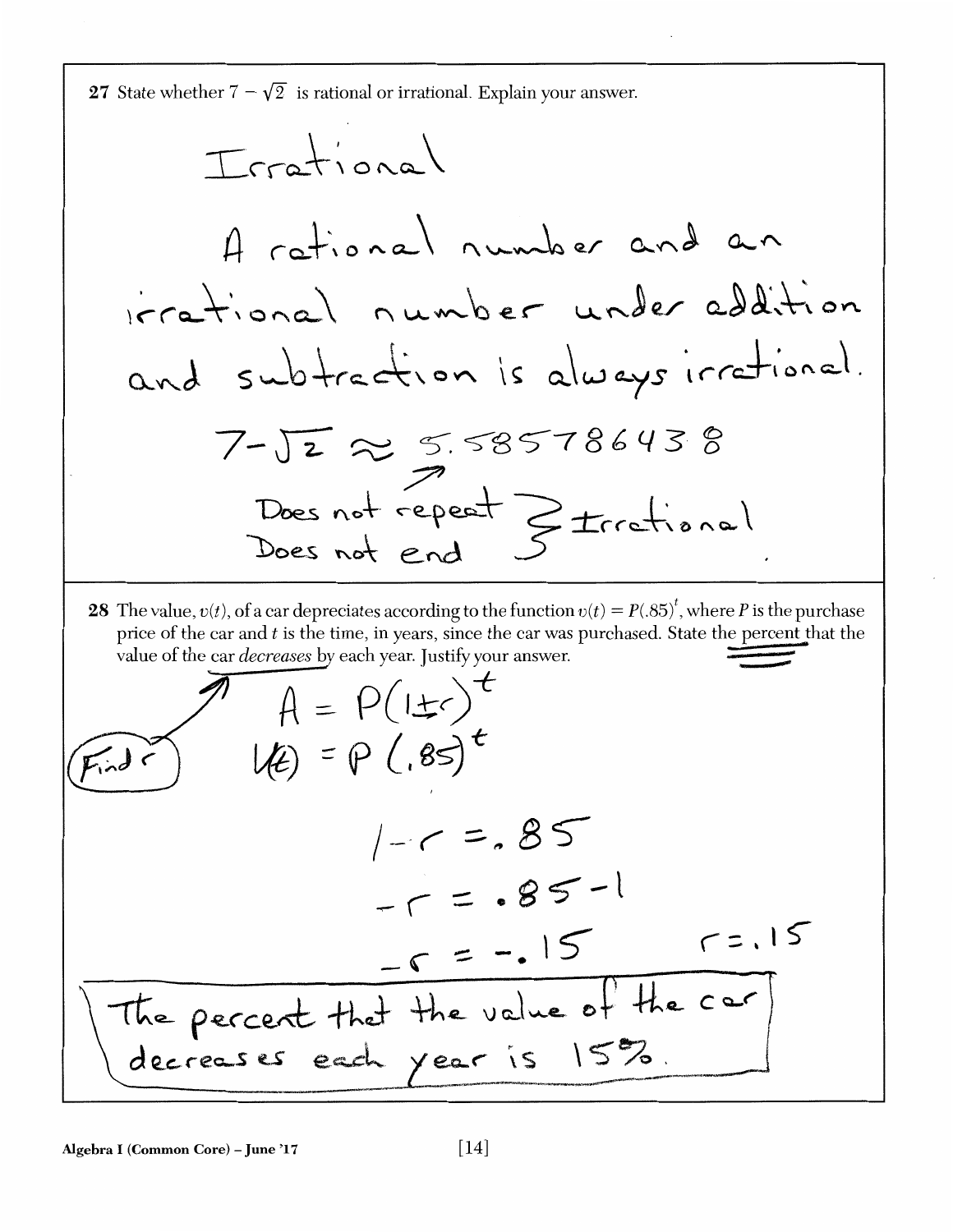**27** State whether $7 - \sqrt{2}$ is rational or irrational. Explain your answer.

Irrational

A rational number and an irrational number under addition and subtraction is always irrational.

$7 - \sqrt{2} \approx 5.585786438$

Does not repeat
Does not end } Irrational

**28** The value, $v(t)$, of a car depreciates according to the function $v(t) = P(.85)^t$, where $P$ is the purchase price of the car and $t$ is the time, in years, since the car was purchased. State the percent that the value of the car *decreases* by each year. Justify your answer.

Find r

$A = P(1 \pm r)^t$

$V(t) = P(.85)^t$

$1 - r = .85$

$-r = .85 - 1$

$-r = -.15$ $\quad r = .15$

The percent that the value of the car decreases each year is 15%.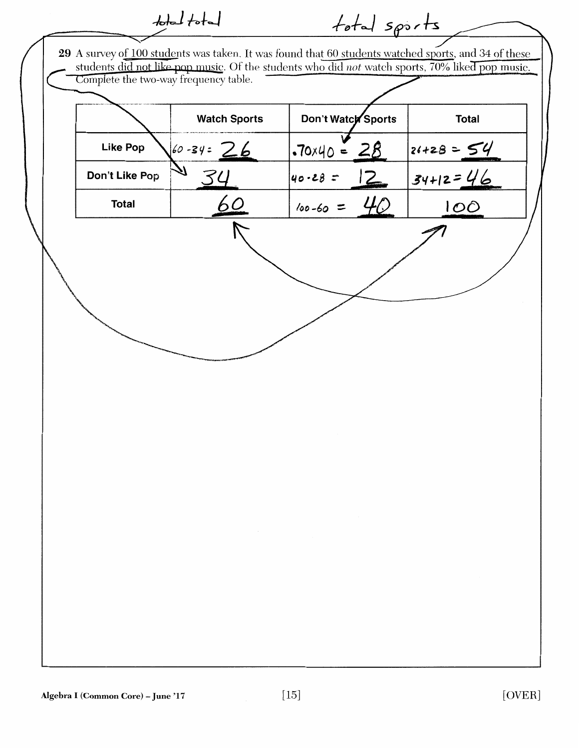total total        total sports

**29** A survey of 100 students was taken. It was found that 60 students watched sports, and 34 of these students did not like pop music. Of the students who did *not* watch sports, 70% liked pop music. Complete the two-way frequency table.

| | Watch Sports | Don't Watch Sports | Total |
|---|---|---|---|
| **Like Pop** | $60 - 34 =$ 26 | $.70 \times 40 =$ 28 | $26 + 28 =$ 54 |
| **Don't Like Pop** | 34 | $40 - 28 =$ 12 | $34 + 12 =$ 46 |
| **Total** | 60 | $100 - 60 =$ 40 | 100 |

Algebra I (Common Core) – June '17

[OVER]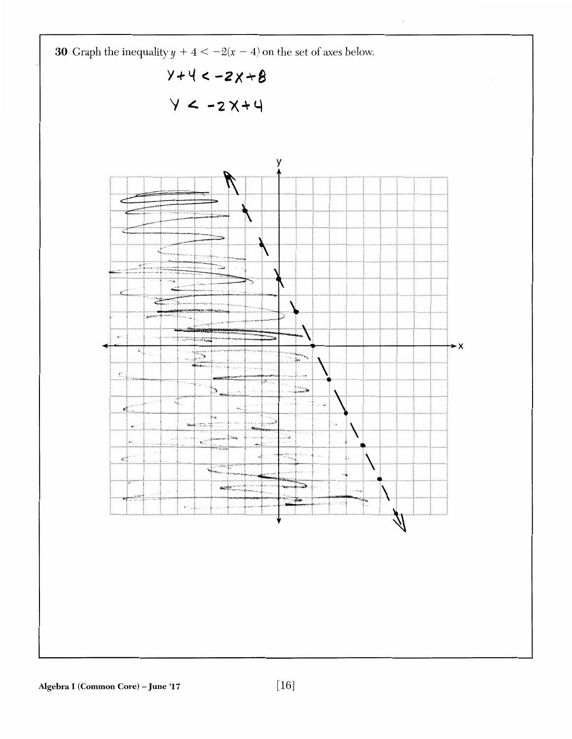**30** Graph the inequality $y + 4 < -2(x - 4)$ on the set of axes below.

$$y + 4 < -2x + 8$$

$$y < -2x + 4$$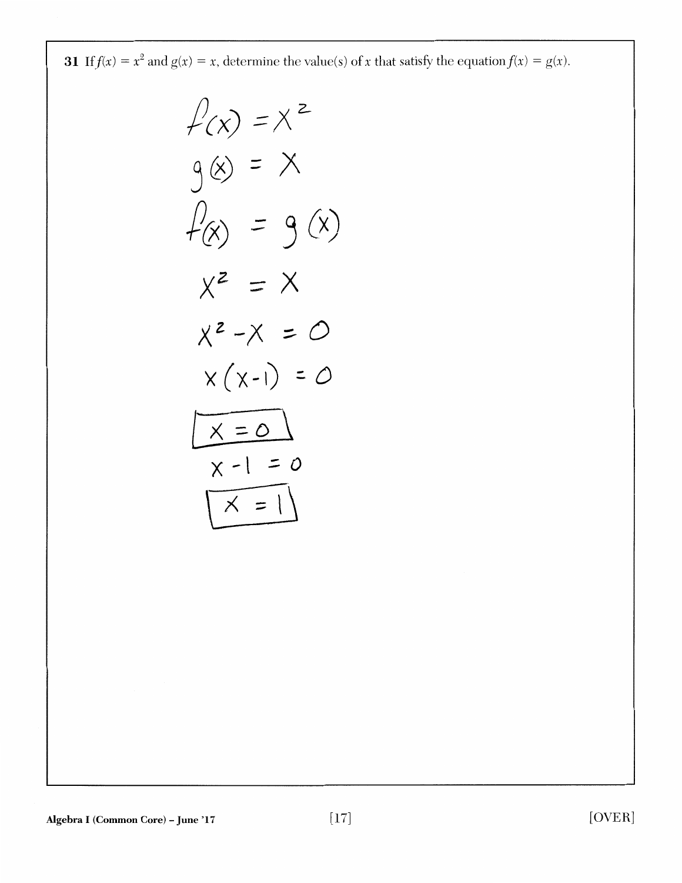**31** If $f(x) = x^2$ and $g(x) = x$, determine the value(s) of $x$ that satisfy the equation $f(x) = g(x)$.

$$f(x) = x^2$$

$$g(x) = x$$

$$f(x) = g(x)$$

$$x^2 = x$$

$$x^2 - x = 0$$

$$x(x-1) = 0$$

$$\boxed{x = 0}$$

$$x - 1 = 0$$

$$\boxed{x = 1}$$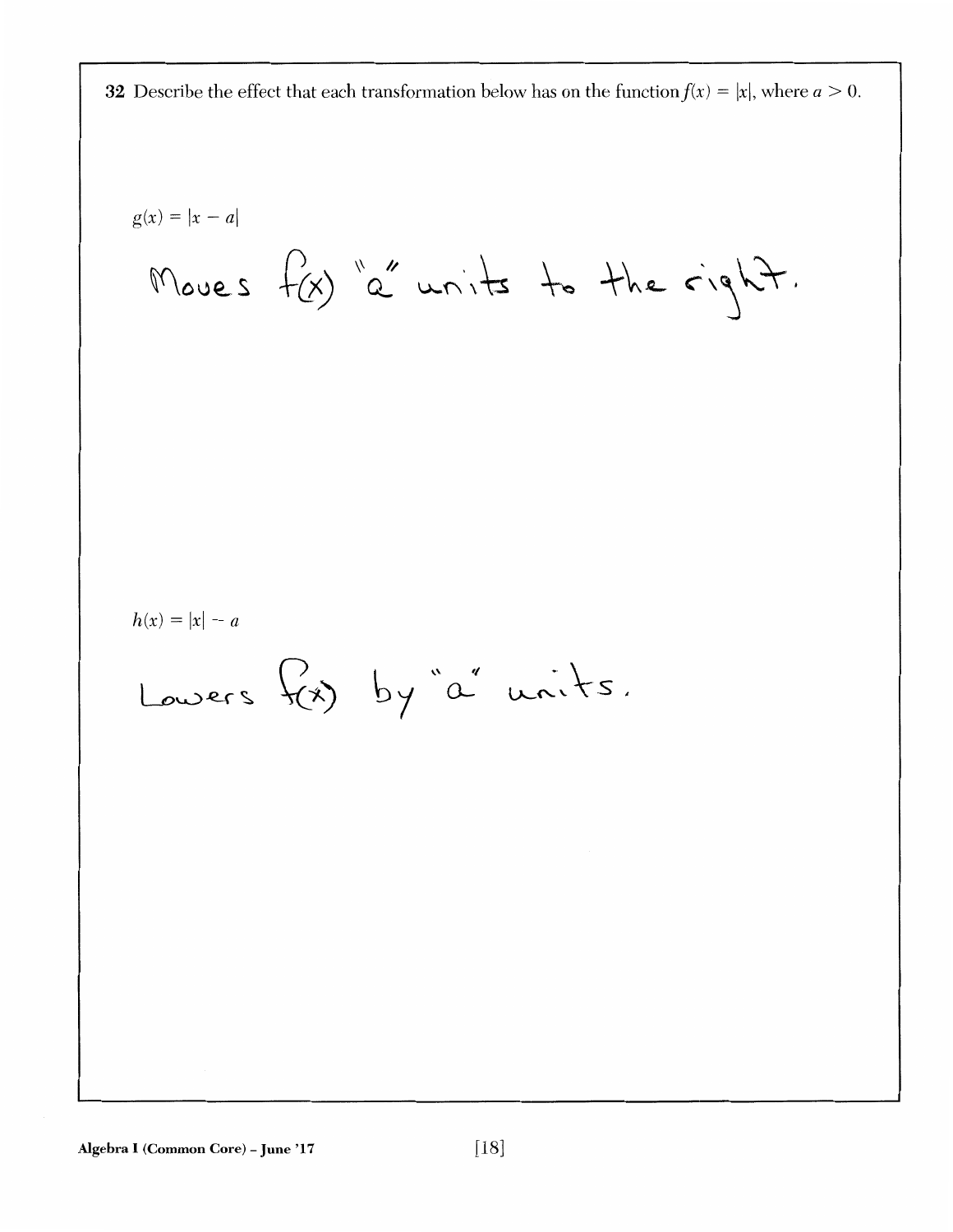**32** Describe the effect that each transformation below has on the function $f(x) = |x|$, where $a > 0$.

$g(x) = |x - a|$

Moves f(x) "a" units to the right.

$h(x) = |x| - a$

Lowers f(x) by "a" units.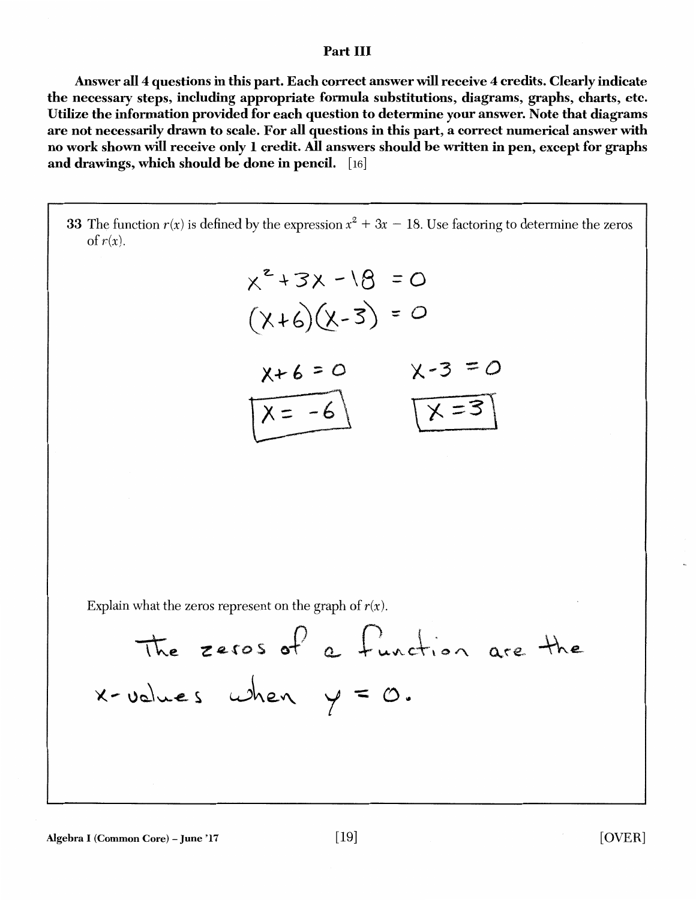## Part III

**Answer all 4 questions in this part. Each correct answer will receive 4 credits. Clearly indicate the necessary steps, including appropriate formula substitutions, diagrams, graphs, charts, etc. Utilize the information provided for each question to determine your answer. Note that diagrams are not necessarily drawn to scale. For all questions in this part, a correct numerical answer with no work shown will receive only 1 credit. All answers should be written in pen, except for graphs and drawings, which should be done in pencil.** [16]

**33** The function $r(x)$ is defined by the expression $x^2 + 3x - 18$. Use factoring to determine the zeros of $r(x)$.

$$x^2 + 3x - 18 = 0$$

$$(x+6)(x-3) = 0$$

$$x + 6 = 0 \qquad x - 3 = 0$$

$$\boxed{x = -6} \qquad \boxed{x = 3}$$

Explain what the zeros represent on the graph of $r(x)$.

The zeros of a function are the x-values when $y = 0$.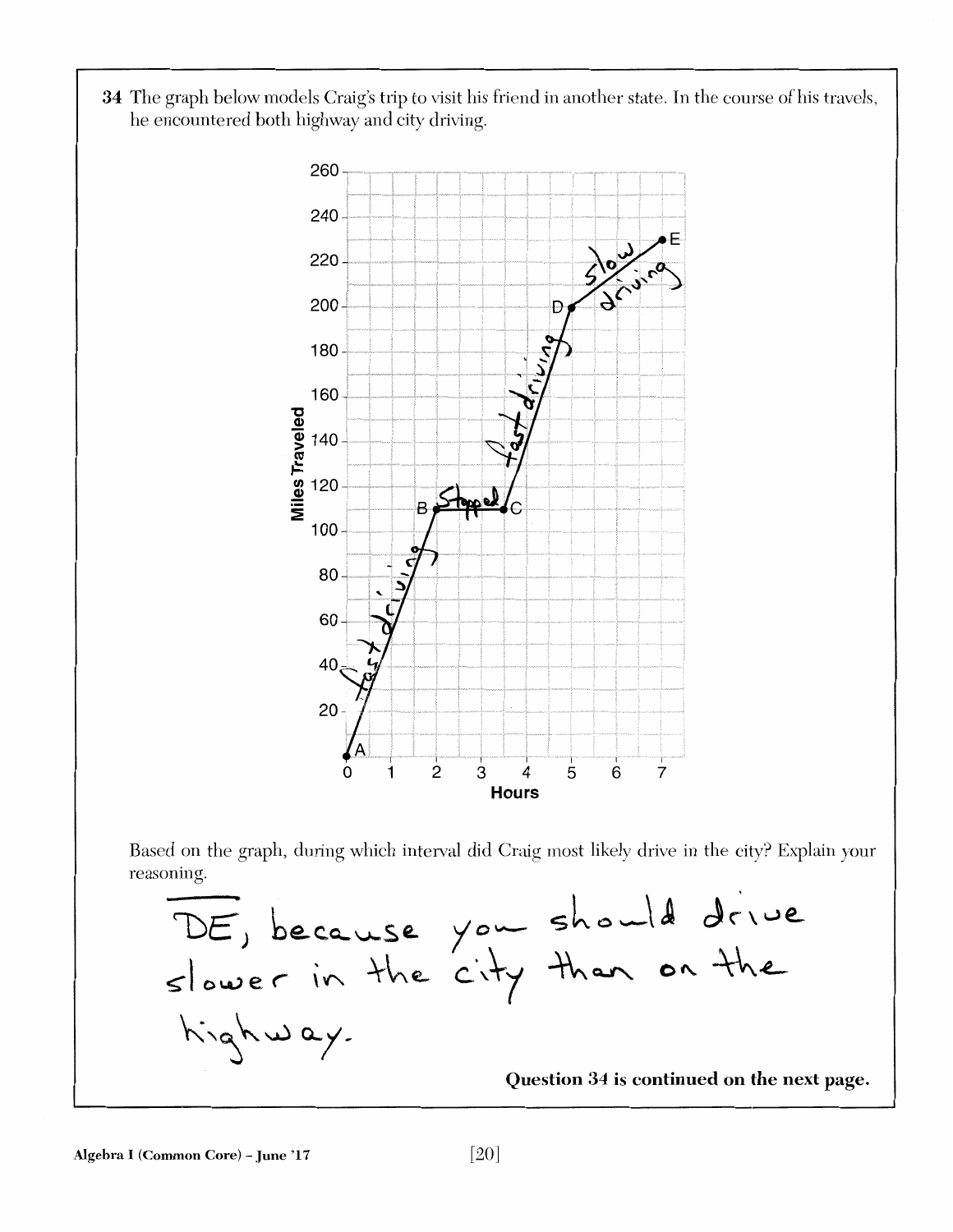**34** The graph below models Craig's trip to visit his friend in another state. In the course of his travels, he encountered both highway and city driving.

Based on the graph, during which interval did Craig most likely drive in the city? Explain your reasoning.

DE, because you should drive slower in the city than on the highway.

**Question 34 is continued on the next page.**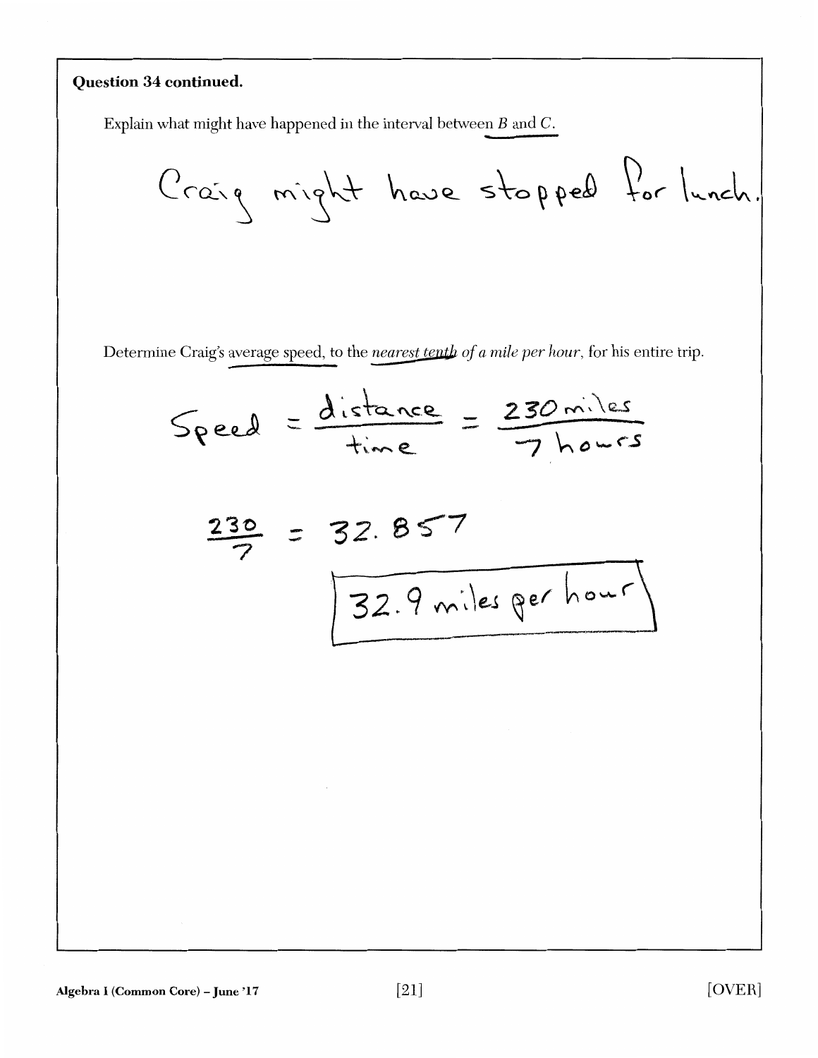**Question 34 continued.**

Explain what might have happened in the interval between $B$ and $C$.

Craig might have stopped for lunch.

Determine Craig's average speed, to the *nearest tenth of a mile per hour*, for his entire trip.

$$\text{Speed} = \frac{\text{distance}}{\text{time}} = \frac{230 \text{ miles}}{7 \text{ hours}}$$

$$\frac{230}{7} = 32.857$$

32.9 miles per hour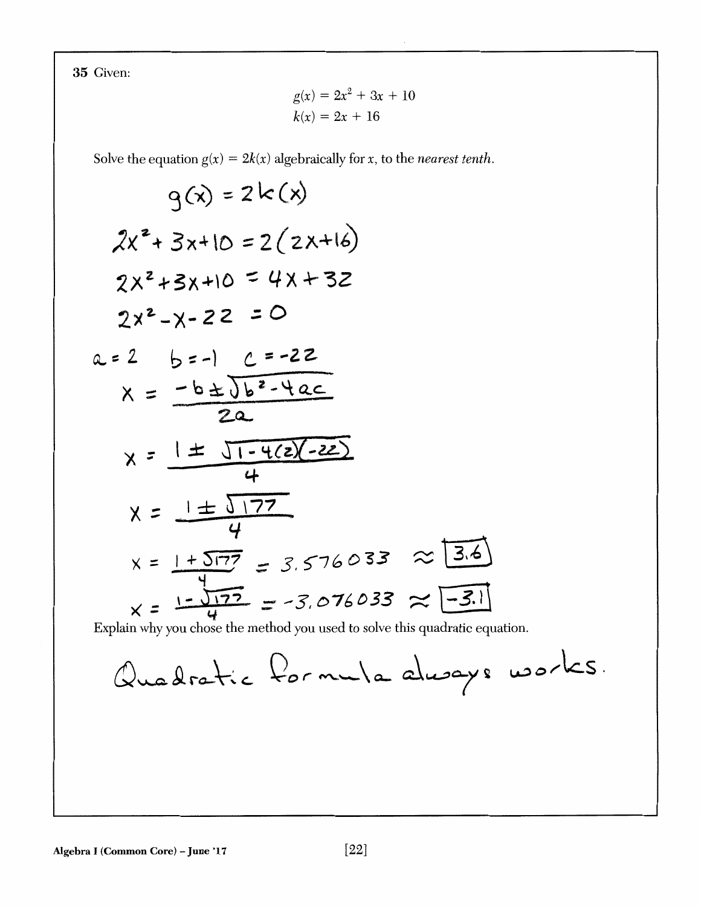**35** Given:

$$g(x) = 2x^2 + 3x + 10$$
$$k(x) = 2x + 16$$

Solve the equation $g(x) = 2k(x)$ algebraically for $x$, to the *nearest tenth*.

$$g(x) = 2k(x)$$

$$2x^2 + 3x + 10 = 2(2x + 16)$$

$$2x^2 + 3x + 10 = 4x + 32$$

$$2x^2 - x - 22 = 0$$

$a = 2 \quad b = -1 \quad c = -22$

$$x = \frac{-b \pm \sqrt{b^2 - 4ac}}{2a}$$

$$x = \frac{1 \pm \sqrt{1 - 4(2)(-22)}}{4}$$

$$x = \frac{1 \pm \sqrt{177}}{4}$$

$$x = \frac{1 + \sqrt{177}}{4} = 3.576033 \approx \boxed{3.6}$$

$$x = \frac{1 - \sqrt{177}}{4} = -3.076033 \approx \boxed{-3.1}$$

Explain why you chose the method you used to solve this quadratic equation.

Quadratic formula always works.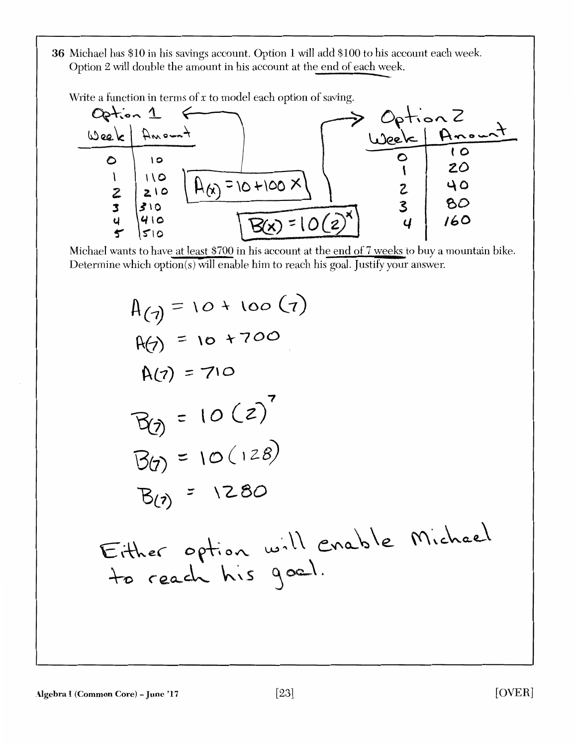**36** Michael has \$10 in his savings account. Option 1 will add \$100 to his account each week. Option 2 will double the amount in his account at the end of each week.

Write a function in terms of $x$ to model each option of saving.

Option 1

| Week | Amount |
|---|---|
| 0 | 10 |
| 1 | 110 |
| 2 | 210 |
| 3 | 310 |
| 4 | 410 |
| 5 | 510 |

$A(x) = 10 + 100x$

$B(x) = 10(2)^x$

Option 2

| Week | Amount |
|---|---|
| | 10 |
| 0 | 20 |
| 1 | 40 |
| 2 | 80 |
| 3 | 160 |
| 4 | |

Michael wants to have at least \$700 in his account at the end of 7 weeks to buy a mountain bike. Determine which option(s) will enable him to reach his goal. Justify your answer.

$A(7) = 10 + 100(7)$

$A(7) = 10 + 700$

$A(7) = 710$

$B(7) = 10(2)^7$

$B(7) = 10(128)$

$B(7) = 1280$

Either option will enable Michael to reach his goal.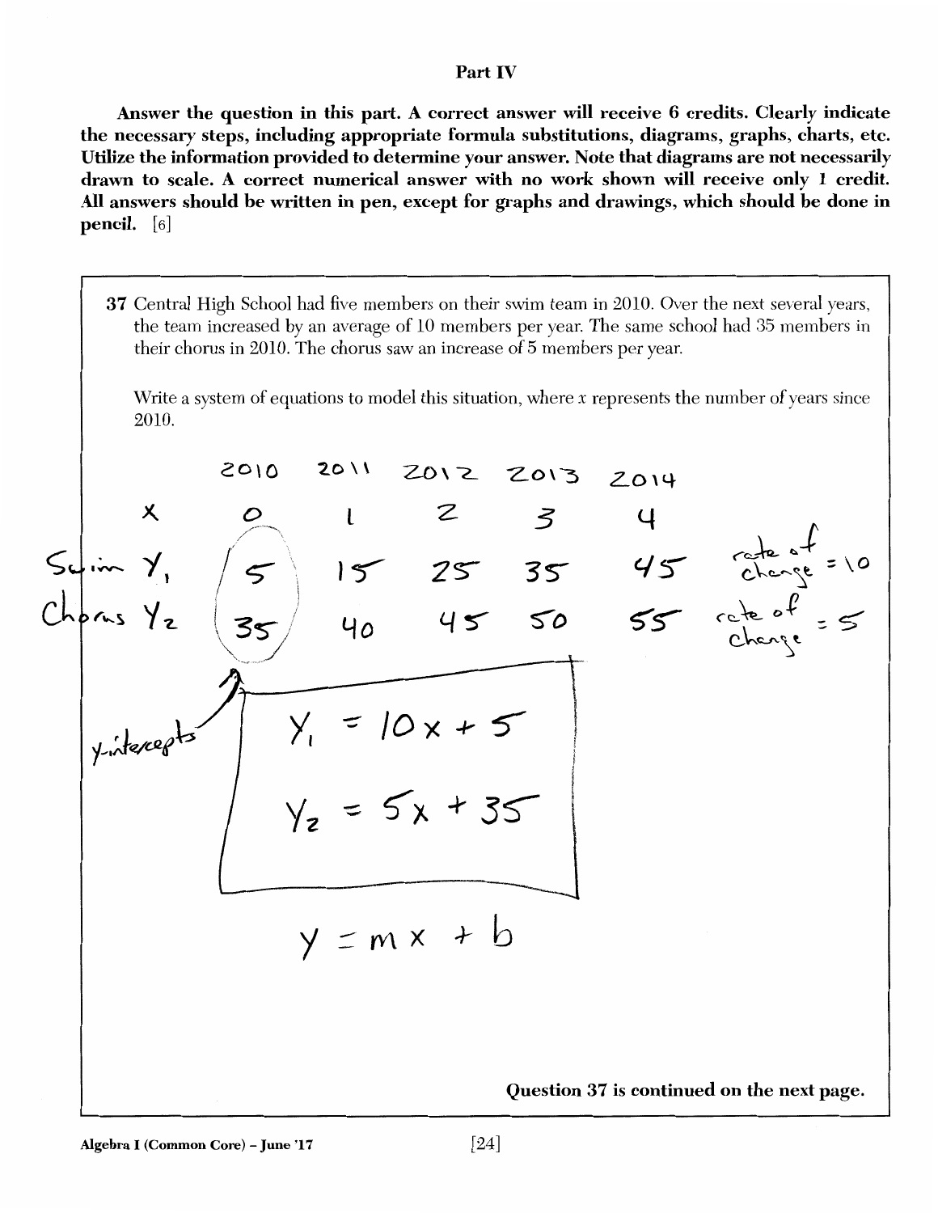## Part IV

**Answer the question in this part. A correct answer will receive 6 credits. Clearly indicate the necessary steps, including appropriate formula substitutions, diagrams, graphs, charts, etc. Utilize the information provided to determine your answer. Note that diagrams are not necessarily drawn to scale. A correct numerical answer with no work shown will receive only 1 credit. All answers should be written in pen, except for graphs and drawings, which should be done in pencil.** [6]

**37** Central High School had five members on their swim team in 2010. Over the next several years, the team increased by an average of 10 members per year. The same school had 35 members in their chorus in 2010. The chorus saw an increase of 5 members per year.

Write a system of equations to model this situation, where $x$ represents the number of years since 2010.

| | 2010 | 2011 | 2012 | 2013 | 2014 | |
|---|---|---|---|---|---|---|
| $x$ | 0 | 1 | 2 | 3 | 4 | |
| Swim $Y_1$ | 5 | 15 | 25 | 35 | 45 | rate of change = 10 |
| Chorus $Y_2$ | 35 | 40 | 45 | 50 | 55 | rate of change = 5 |

y-intercepts

$$Y_1 = 10x + 5$$

$$Y_2 = 5x + 35$$

$$y = mx + b$$

**Question 37 is continued on the next page.**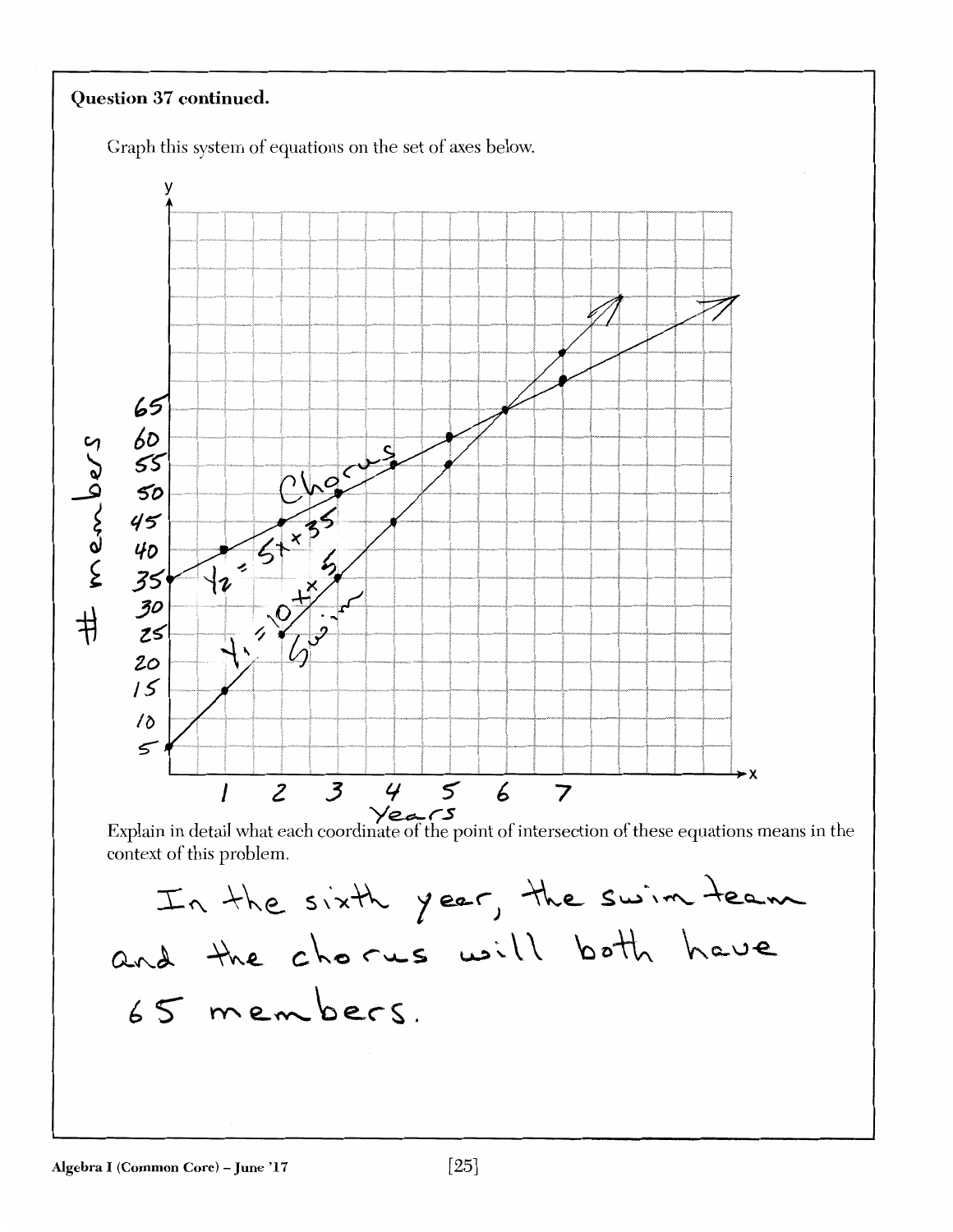**Question 37 continued.**

Graph this system of equations on the set of axes below.

y

65
60
55
50
45
40
35
30
25
20
15
10
5

# members

Chorus

$Y_2 = 5x+35$

$Y_1 = 10x+5$

Swim

1 2 3 4 5 6 7

x

Years

Explain in detail what each coordinate of the point of intersection of these equations means in the context of this problem.

In the sixth year, the swim team and the chorus will both have 65 members.